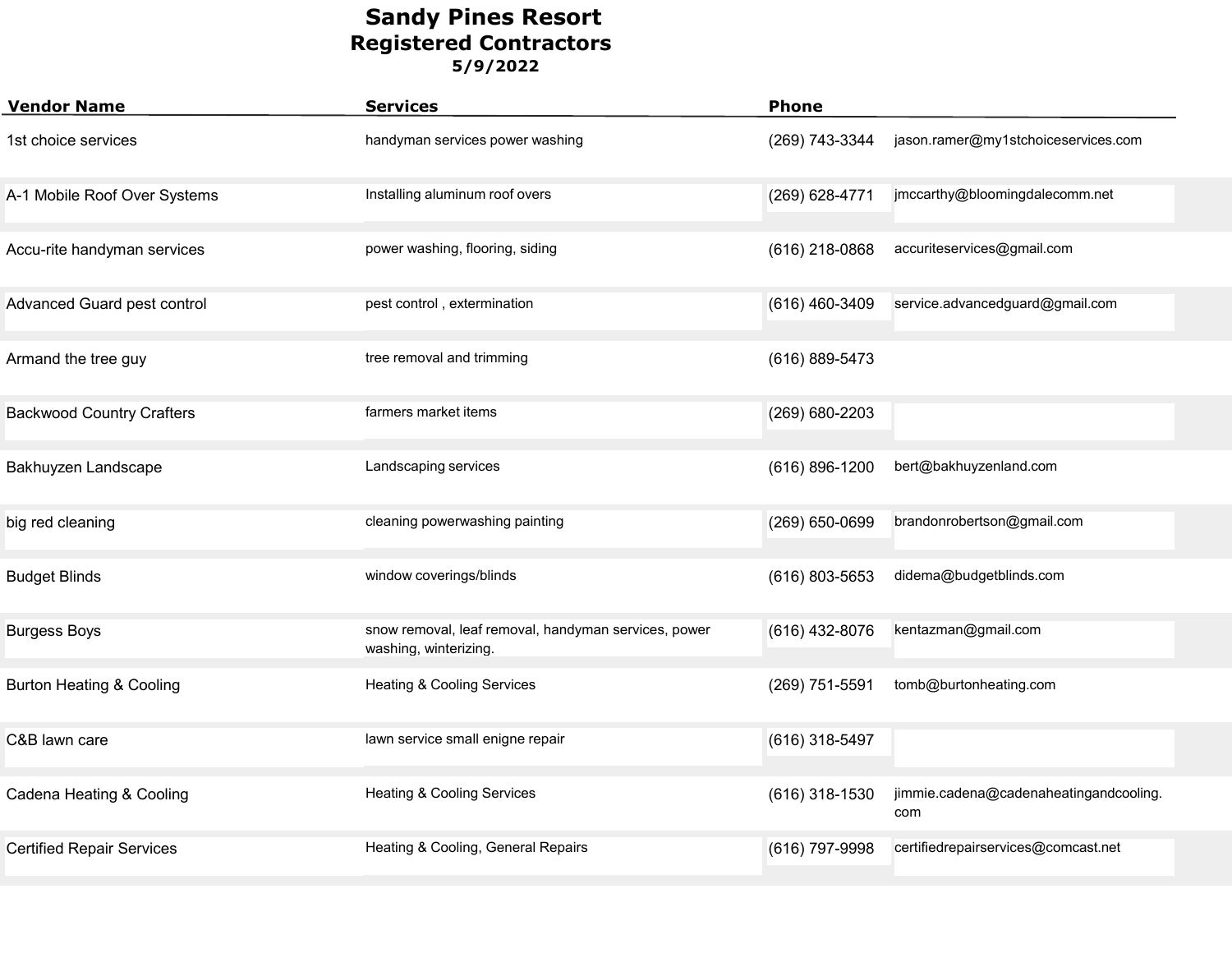# Sandy Pines Resort
## Registered Contractors
### 5/9/2022

| Vendor Name | Services | Phone | |
|---|---|---|---|
| 1st choice services | handyman services power washing | (269) 743-3344 | jason.ramer@my1stchoiceservices.com |
| A-1 Mobile Roof Over Systems | Installing aluminum roof overs | (269) 628-4771 | jmccarthy@bloomingdalecomm.net |
| Accu-rite handyman services | power washing, flooring, siding | (616) 218-0868 | accuriteservices@gmail.com |
| Advanced Guard pest control | pest control , extermination | (616) 460-3409 | service.advancedguard@gmail.com |
| Armand the tree guy | tree removal and trimming | (616) 889-5473 | |
| Backwood Country Crafters | farmers market items | (269) 680-2203 | |
| Bakhuyzen Landscape | Landscaping services | (616) 896-1200 | bert@bakhuyzenland.com |
| big red cleaning | cleaning powerwashing painting | (269) 650-0699 | brandonrobertson@gmail.com |
| Budget Blinds | window coverings/blinds | (616) 803-5653 | didema@budgetblinds.com |
| Burgess Boys | snow removal, leaf removal, handyman services, power washing, winterizing. | (616) 432-8076 | kentazman@gmail.com |
| Burton Heating & Cooling | Heating & Cooling Services | (269) 751-5591 | tomb@burtonheating.com |
| C&B lawn care | lawn service small enigne repair | (616) 318-5497 | |
| Cadena Heating & Cooling | Heating & Cooling Services | (616) 318-1530 | jimmie.cadena@cadenaheatingandcooling.com |
| Certified Repair Services | Heating & Cooling, General Repairs | (616) 797-9998 | certifiedrepairservices@comcast.net |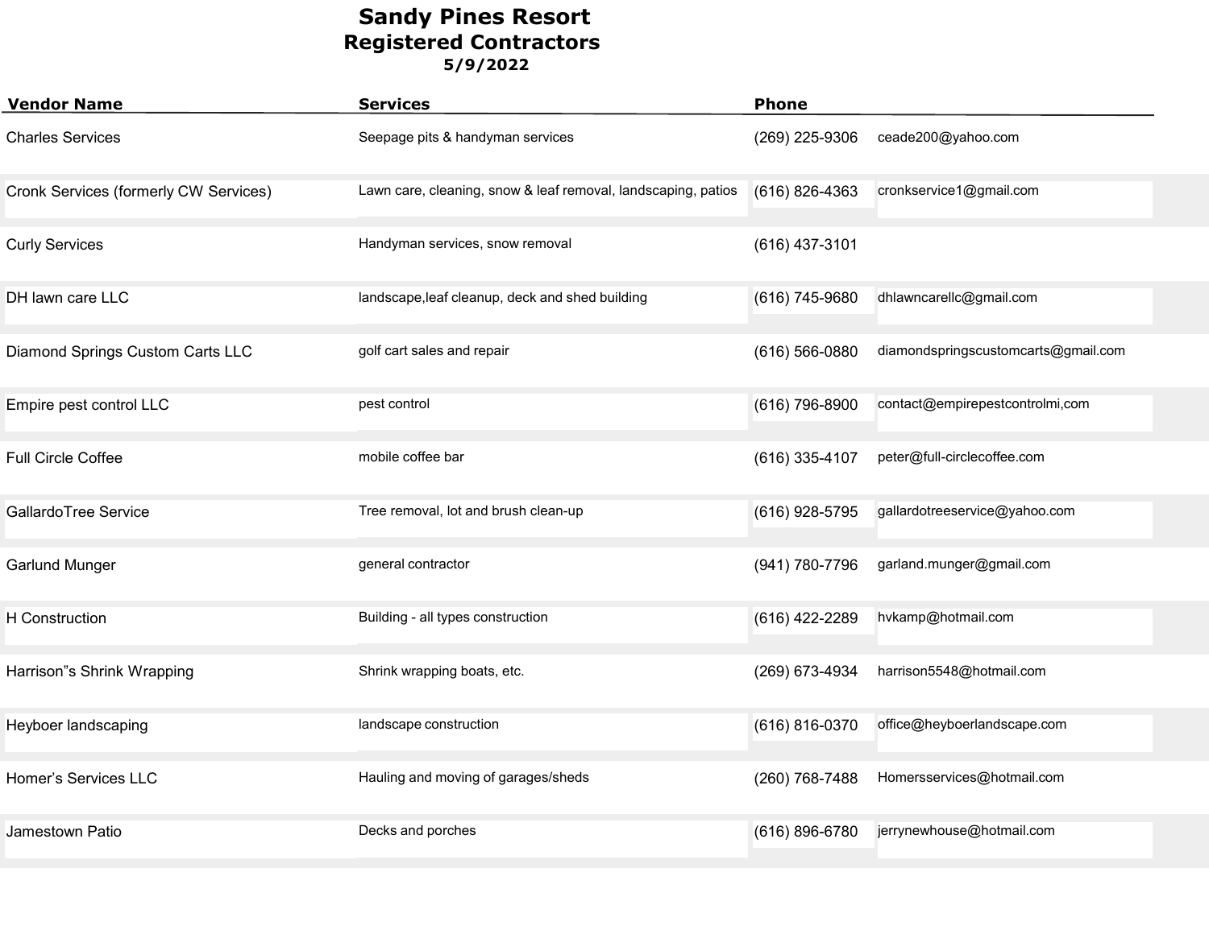# Sandy Pines Resort
## Registered Contractors
**5/9/2022**

| Vendor Name | Services | Phone | |
|---|---|---|---|
| Charles Services | Seepage pits & handyman services | (269) 225-9306 | ceade200@yahoo.com |
| Cronk Services (formerly CW Services) | Lawn care, cleaning, snow & leaf removal, landscaping, patios | (616) 826-4363 | cronkservice1@gmail.com |
| Curly Services | Handyman services, snow removal | (616) 437-3101 | |
| DH lawn care LLC | landscape,leaf cleanup, deck and shed building | (616) 745-9680 | dhlawncarellc@gmail.com |
| Diamond Springs Custom Carts LLC | golf cart sales and repair | (616) 566-0880 | diamondspringscustomcarts@gmail.com |
| Empire pest control LLC | pest control | (616) 796-8900 | contact@empirepestcontrolmi,com |
| Full Circle Coffee | mobile coffee bar | (616) 335-4107 | peter@full-circlecoffee.com |
| GallardoTree Service | Tree removal, lot and brush clean-up | (616) 928-5795 | gallardotreeservice@yahoo.com |
| Garlund Munger | general contractor | (941) 780-7796 | garland.munger@gmail.com |
| H Construction | Building - all types construction | (616) 422-2289 | hvkamp@hotmail.com |
| Harrison"s Shrink Wrapping | Shrink wrapping boats, etc. | (269) 673-4934 | harrison5548@hotmail.com |
| Heyboer landscaping | landscape construction | (616) 816-0370 | office@heyboerlandscape.com |
| Homer's Services LLC | Hauling and moving of garages/sheds | (260) 768-7488 | Homersservices@hotmail.com |
| Jamestown Patio | Decks and porches | (616) 896-6780 | jerrynewhouse@hotmail.com |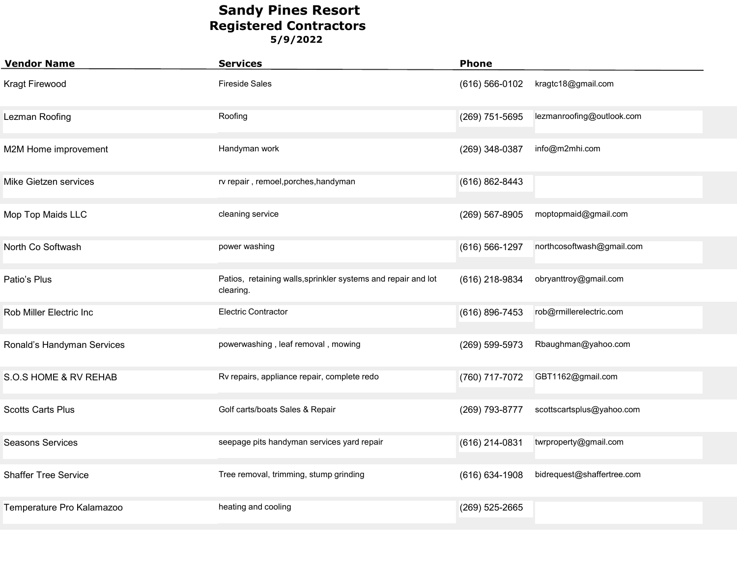# Sandy Pines Resort
## Registered Contractors
### 5/9/2022

| Vendor Name | Services | Phone | |
|---|---|---|---|
| Kragt Firewood | Fireside Sales | (616) 566-0102 | kragtc18@gmail.com |
| Lezman Roofing | Roofing | (269) 751-5695 | lezmanroofing@outlook.com |
| M2M Home improvement | Handyman work | (269) 348-0387 | info@m2mhi.com |
| Mike Gietzen services | rv repair , remoel,porches,handyman | (616) 862-8443 | |
| Mop Top Maids LLC | cleaning service | (269) 567-8905 | moptopmaid@gmail.com |
| North Co Softwash | power washing | (616) 566-1297 | northcosoftwash@gmail.com |
| Patio's Plus | Patios, retaining walls,sprinkler systems and repair and lot clearing. | (616) 218-9834 | obryanttroy@gmail.com |
| Rob Miller Electric Inc | Electric Contractor | (616) 896-7453 | rob@rmillerelectric.com |
| Ronald's Handyman Services | powerwashing , leaf removal , mowing | (269) 599-5973 | Rbaughman@yahoo.com |
| S.O.S HOME & RV REHAB | Rv repairs, appliance repair, complete redo | (760) 717-7072 | GBT1162@gmail.com |
| Scotts Carts Plus | Golf carts/boats Sales & Repair | (269) 793-8777 | scottscartsplus@yahoo.com |
| Seasons Services | seepage pits handyman services yard repair | (616) 214-0831 | twrproperty@gmail.com |
| Shaffer Tree Service | Tree removal, trimming, stump grinding | (616) 634-1908 | bidrequest@shaffertree.com |
| Temperature Pro Kalamazoo | heating and cooling | (269) 525-2665 | |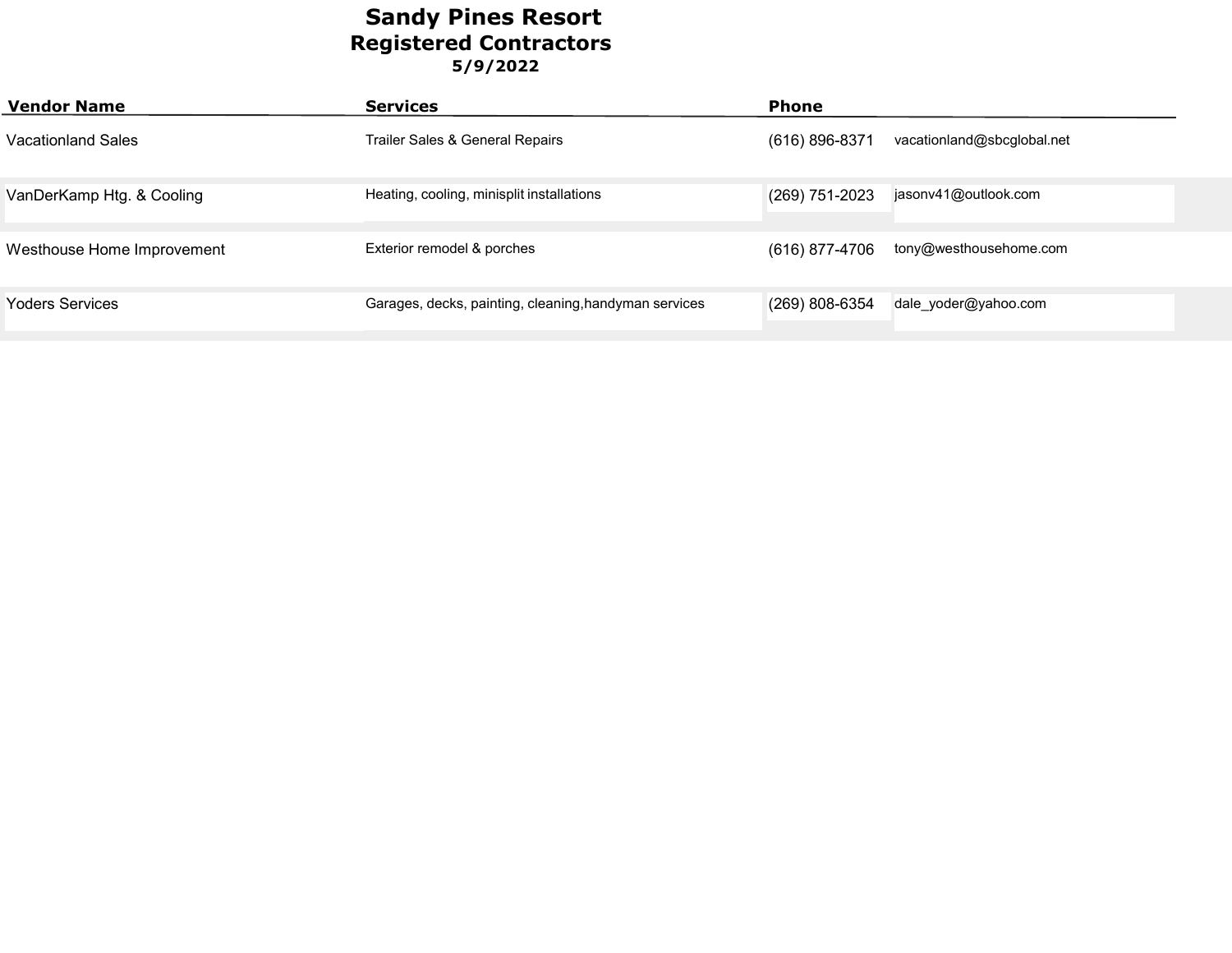# Sandy Pines Resort
## Registered Contractors
### 5/9/2022

| Vendor Name | Services | Phone | |
|---|---|---|---|
| Vacationland Sales | Trailer Sales & General Repairs | (616) 896-8371 | vacationland@sbcglobal.net |
| VanDerKamp Htg. & Cooling | Heating, cooling, minisplit installations | (269) 751-2023 | jasonv41@outlook.com |
| Westhouse Home Improvement | Exterior remodel & porches | (616) 877-4706 | tony@westhousehome.com |
| Yoders Services | Garages, decks, painting, cleaning,handyman services | (269) 808-6354 | dale_yoder@yahoo.com |